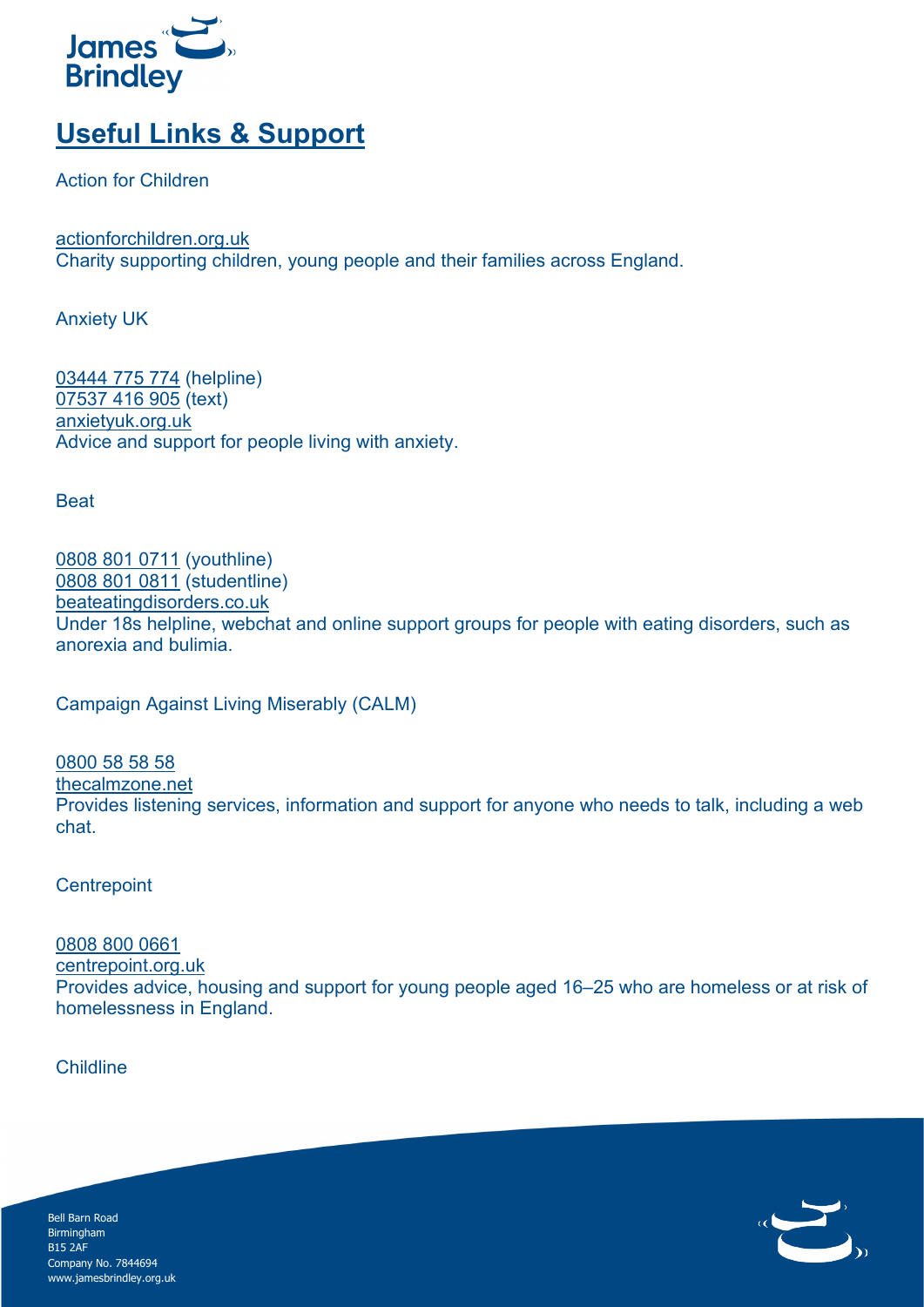# Useful Links & Support

Action for Children

actionforchildren.org.uk
Charity supporting children, young people and their families across England.

Anxiety UK

03444 775 774 (helpline)
07537 416 905 (text)
anxietyuk.org.uk
Advice and support for people living with anxiety.

Beat

0808 801 0711 (youthline)
0808 801 0811 (studentline)
beateatingdisorders.co.uk
Under 18s helpline, webchat and online support groups for people with eating disorders, such as anorexia and bulimia.

Campaign Against Living Miserably (CALM)

0800 58 58 58
thecalmzone.net
Provides listening services, information and support for anyone who needs to talk, including a web chat.

Centrepoint

0808 800 0661
centrepoint.org.uk
Provides advice, housing and support for young people aged 16–25 who are homeless or at risk of homelessness in England.

Childline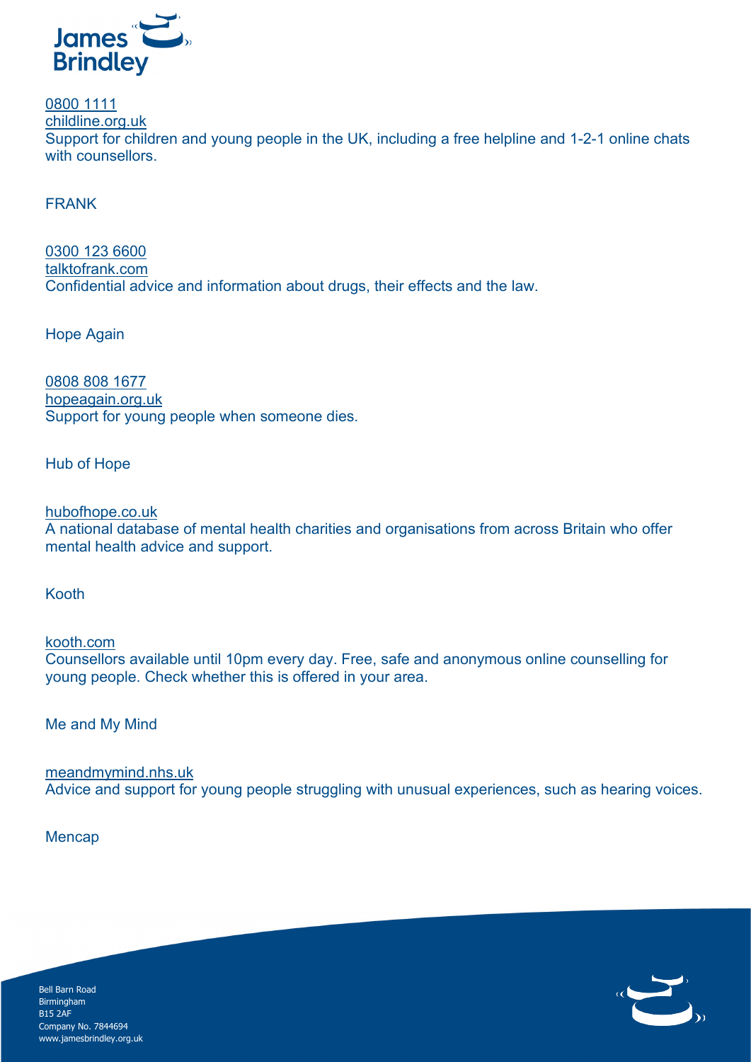0800 1111
childline.org.uk
Support for children and young people in the UK, including a free helpline and 1-2-1 online chats with counsellors.

FRANK

0300 123 6600
talktofrank.com
Confidential advice and information about drugs, their effects and the law.

Hope Again

0808 808 1677
hopeagain.org.uk
Support for young people when someone dies.

Hub of Hope

hubofhope.co.uk
A national database of mental health charities and organisations from across Britain who offer mental health advice and support.

Kooth

kooth.com
Counsellors available until 10pm every day. Free, safe and anonymous online counselling for young people. Check whether this is offered in your area.

Me and My Mind

meandmymind.nhs.uk
Advice and support for young people struggling with unusual experiences, such as hearing voices.

Mencap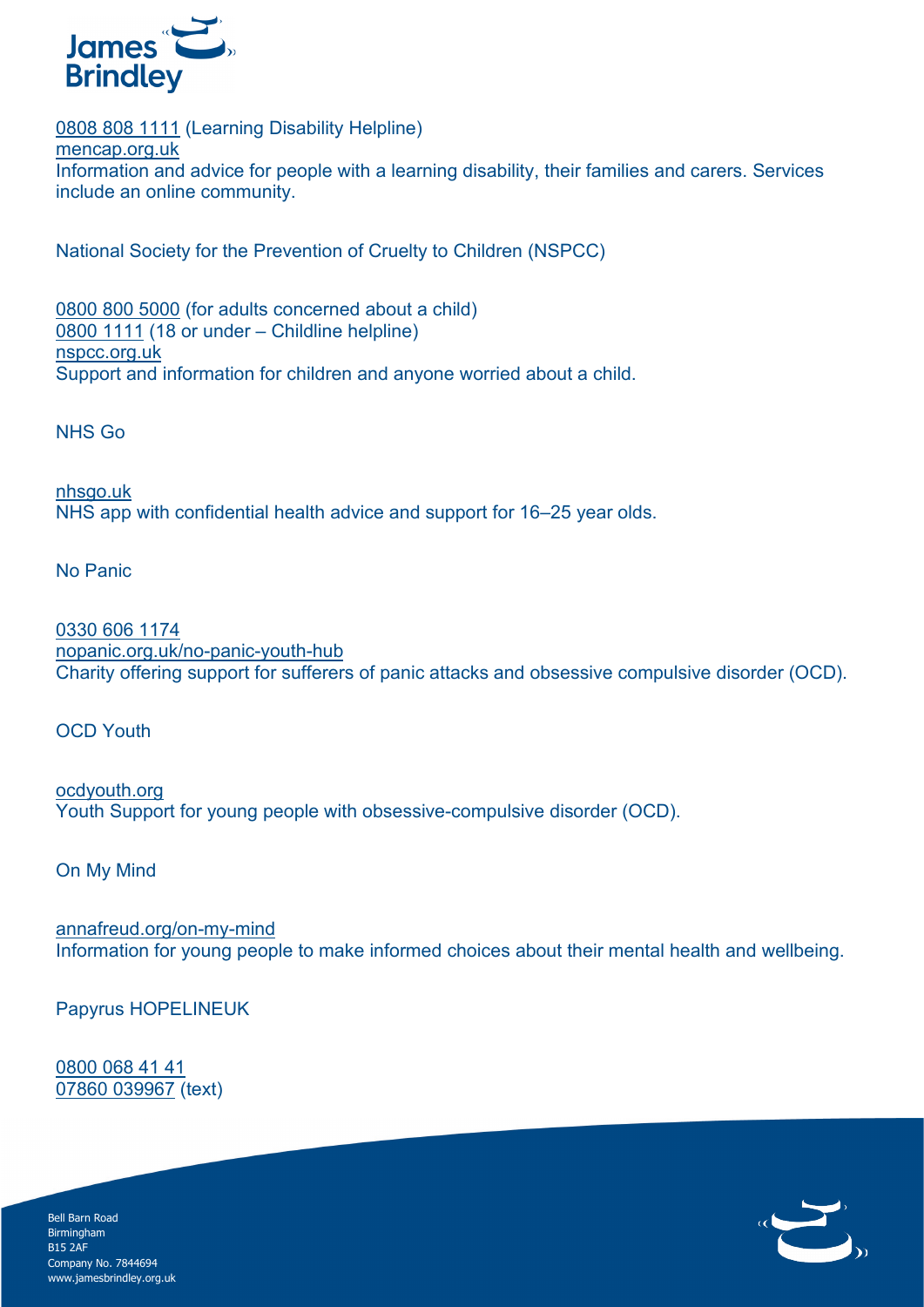0808 808 1111 (Learning Disability Helpline)
mencap.org.uk
Information and advice for people with a learning disability, their families and carers. Services include an online community.

National Society for the Prevention of Cruelty to Children (NSPCC)

0800 800 5000 (for adults concerned about a child)
0800 1111 (18 or under – Childline helpline)
nspcc.org.uk
Support and information for children and anyone worried about a child.

NHS Go

nhsgo.uk
NHS app with confidential health advice and support for 16–25 year olds.

No Panic

0330 606 1174
nopanic.org.uk/no-panic-youth-hub
Charity offering support for sufferers of panic attacks and obsessive compulsive disorder (OCD).

OCD Youth

ocdyouth.org
Youth Support for young people with obsessive-compulsive disorder (OCD).

On My Mind

annafreud.org/on-my-mind
Information for young people to make informed choices about their mental health and wellbeing.

Papyrus HOPELINEUK

0800 068 41 41
07860 039967 (text)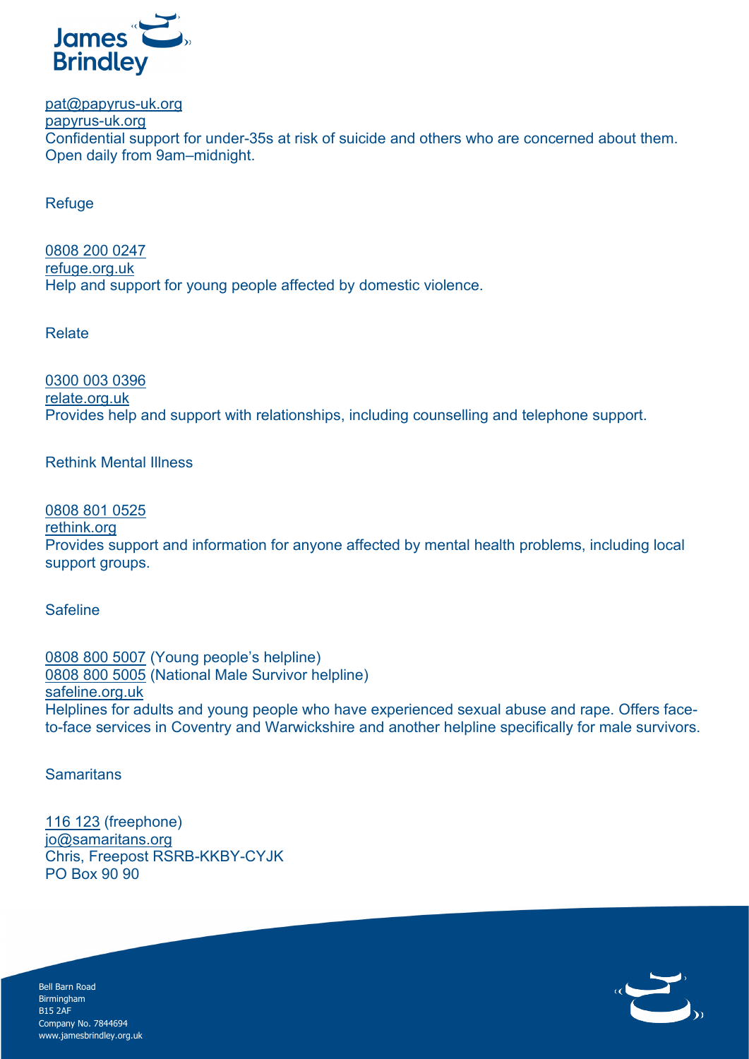pat@papyrus-uk.org
papyrus-uk.org
Confidential support for under-35s at risk of suicide and others who are concerned about them. Open daily from 9am–midnight.

Refuge

0808 200 0247
refuge.org.uk
Help and support for young people affected by domestic violence.

Relate

0300 003 0396
relate.org.uk
Provides help and support with relationships, including counselling and telephone support.

Rethink Mental Illness

0808 801 0525
rethink.org
Provides support and information for anyone affected by mental health problems, including local support groups.

Safeline

0808 800 5007 (Young people's helpline)
0808 800 5005 (National Male Survivor helpline)
safeline.org.uk
Helplines for adults and young people who have experienced sexual abuse and rape. Offers face-to-face services in Coventry and Warwickshire and another helpline specifically for male survivors.

Samaritans

116 123 (freephone)
jo@samaritans.org
Chris, Freepost RSRB-KKBY-CYJK
PO Box 90 90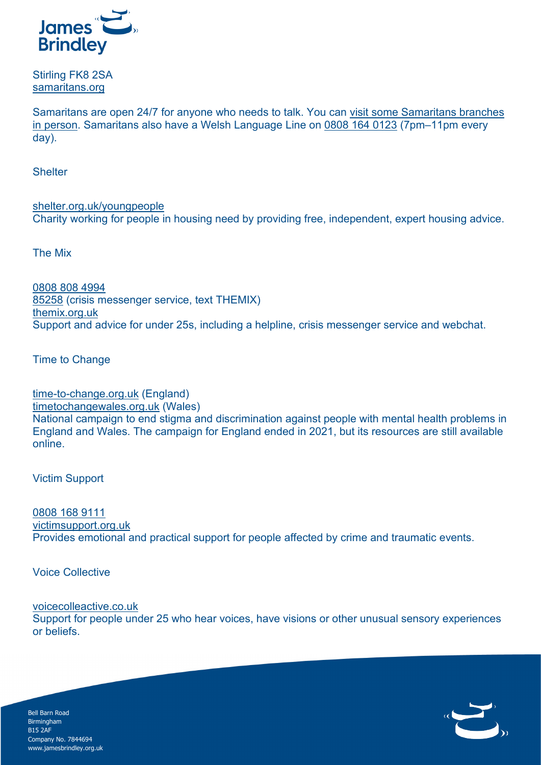Stirling FK8 2SA
samaritans.org

Samaritans are open 24/7 for anyone who needs to talk. You can visit some Samaritans branches in person. Samaritans also have a Welsh Language Line on 0808 164 0123 (7pm–11pm every day).

Shelter

shelter.org.uk/youngpeople
Charity working for people in housing need by providing free, independent, expert housing advice.

The Mix

0808 808 4994
85258 (crisis messenger service, text THEMIX)
themix.org.uk
Support and advice for under 25s, including a helpline, crisis messenger service and webchat.

Time to Change

time-to-change.org.uk (England)
timetochangewales.org.uk (Wales)
National campaign to end stigma and discrimination against people with mental health problems in England and Wales. The campaign for England ended in 2021, but its resources are still available online.

Victim Support

0808 168 9111
victimsupport.org.uk
Provides emotional and practical support for people affected by crime and traumatic events.

Voice Collective

voicecolleactive.co.uk
Support for people under 25 who hear voices, have visions or other unusual sensory experiences or beliefs.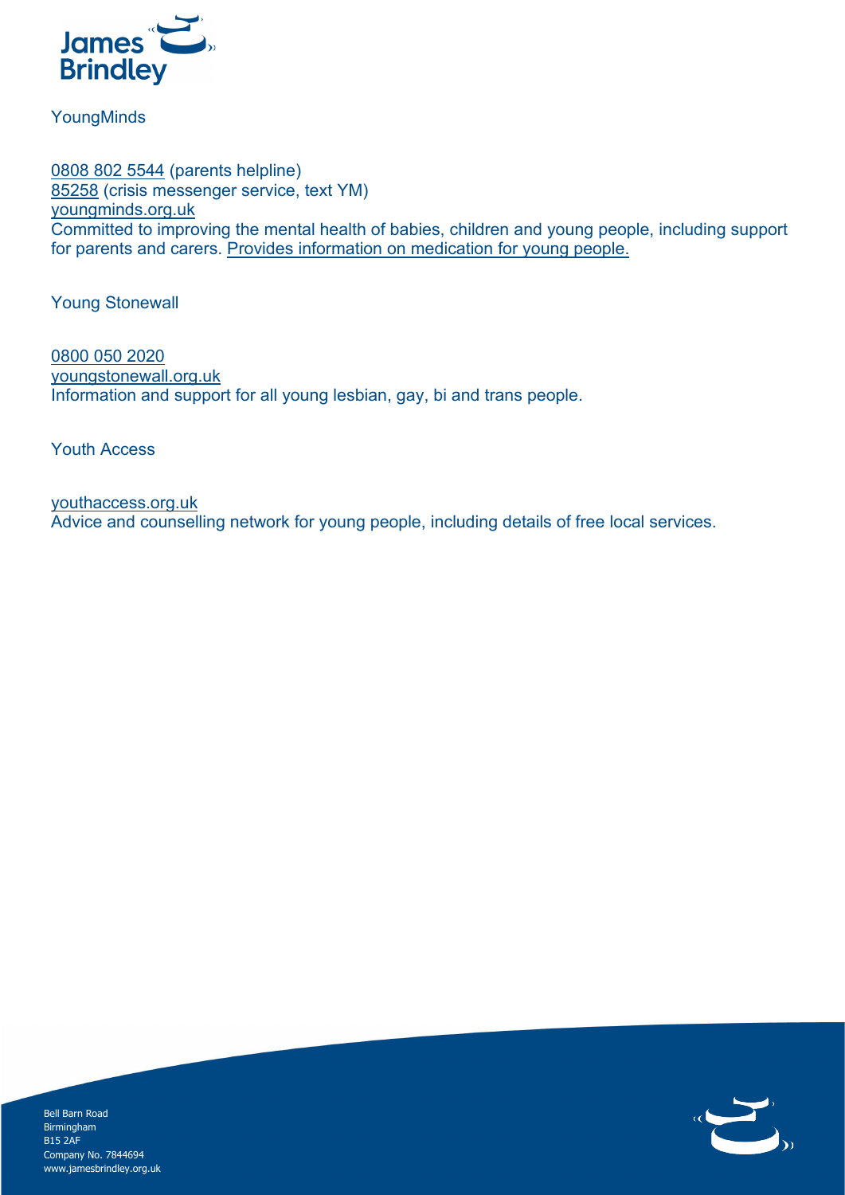YoungMinds

0808 802 5544 (parents helpline)
85258 (crisis messenger service, text YM)
youngminds.org.uk
Committed to improving the mental health of babies, children and young people, including support for parents and carers. Provides information on medication for young people.

Young Stonewall

0800 050 2020
youngstonewall.org.uk
Information and support for all young lesbian, gay, bi and trans people.

Youth Access

youthaccess.org.uk
Advice and counselling network for young people, including details of free local services.